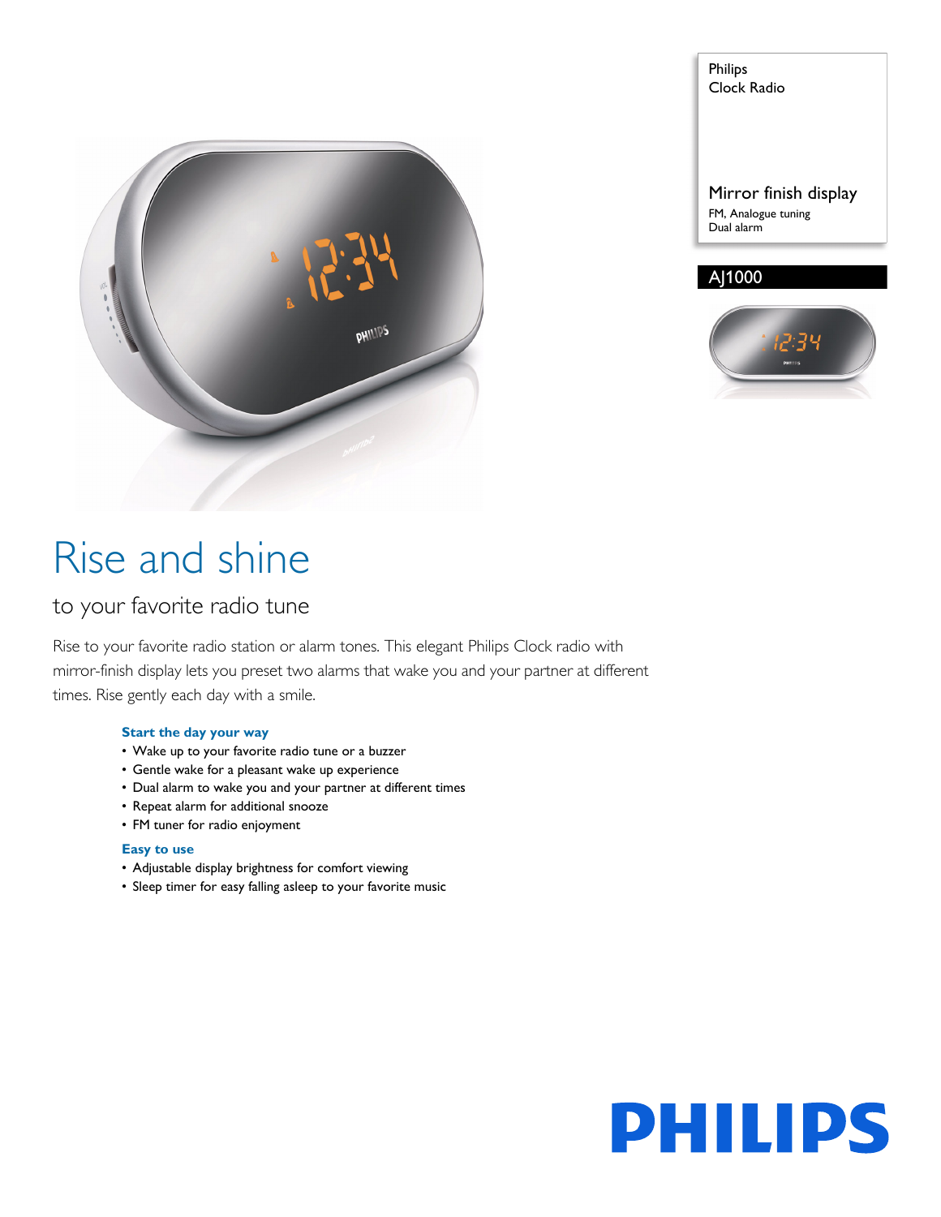Philips
Clock Radio

Mirror finish display

FM, Analogue tuning
Dual alarm

AJ1000

# Rise and shine

## to your favorite radio tune

Rise to your favorite radio station or alarm tones. This elegant Philips Clock radio with mirror-finish display lets you preset two alarms that wake you and your partner at different times. Rise gently each day with a smile.

### Start the day your way

- Wake up to your favorite radio tune or a buzzer
- Gentle wake for a pleasant wake up experience
- Dual alarm to wake you and your partner at different times
- Repeat alarm for additional snooze
- FM tuner for radio enjoyment

### Easy to use

- Adjustable display brightness for comfort viewing
- Sleep timer for easy falling asleep to your favorite music

PHILIPS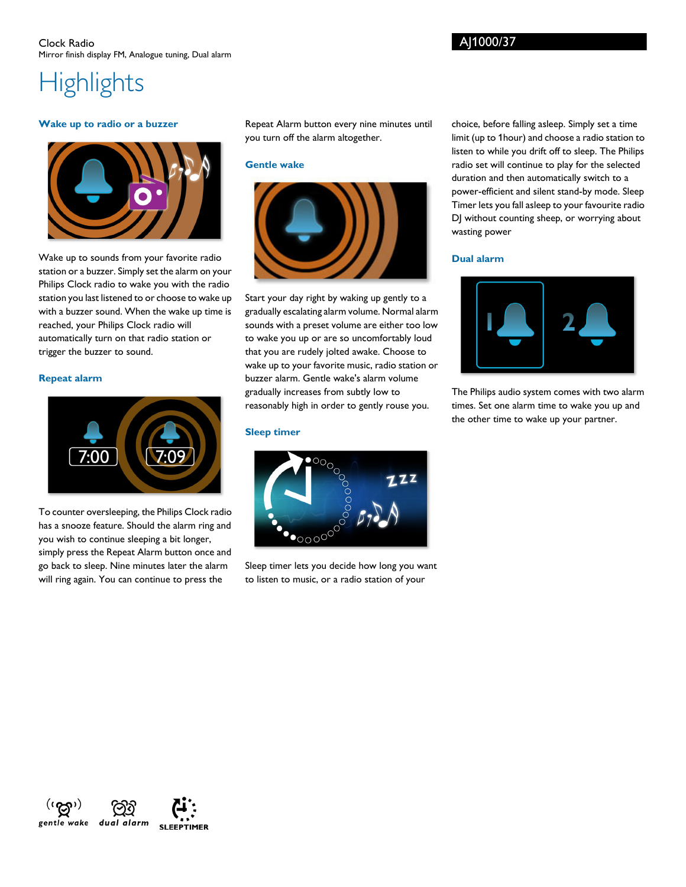Clock Radio

Mirror finish display FM, Analogue tuning, Dual alarm

# Highlights

### Wake up to radio or a buzzer

Wake up to sounds from your favorite radio station or a buzzer. Simply set the alarm on your Philips Clock radio to wake you with the radio station you last listened to or choose to wake up with a buzzer sound. When the wake up time is reached, your Philips Clock radio will automatically turn on that radio station or trigger the buzzer to sound.

### Repeat alarm

To counter oversleeping, the Philips Clock radio has a snooze feature. Should the alarm ring and you wish to continue sleeping a bit longer, simply press the Repeat Alarm button once and go back to sleep. Nine minutes later the alarm will ring again. You can continue to press the Repeat Alarm button every nine minutes until you turn off the alarm altogether.

### Gentle wake

Start your day right by waking up gently to a gradually escalating alarm volume. Normal alarm sounds with a preset volume are either too low to wake you up or are so uncomfortably loud that you are rudely jolted awake. Choose to wake up to your favorite music, radio station or buzzer alarm. Gentle wake's alarm volume gradually increases from subtly low to reasonably high in order to gently rouse you.

### Sleep timer

Sleep timer lets you decide how long you want to listen to music, or a radio station of your choice, before falling asleep. Simply set a time limit (up to 1hour) and choose a radio station to listen to while you drift off to sleep. The Philips radio set will continue to play for the selected duration and then automatically switch to a power-efficient and silent stand-by mode. Sleep Timer lets you fall asleep to your favourite radio DJ without counting sheep, or worrying about wasting power

### Dual alarm

The Philips audio system comes with two alarm times. Set one alarm time to wake you up and the other time to wake up your partner.

gentle wake

dual alarm

SLEEPTIMER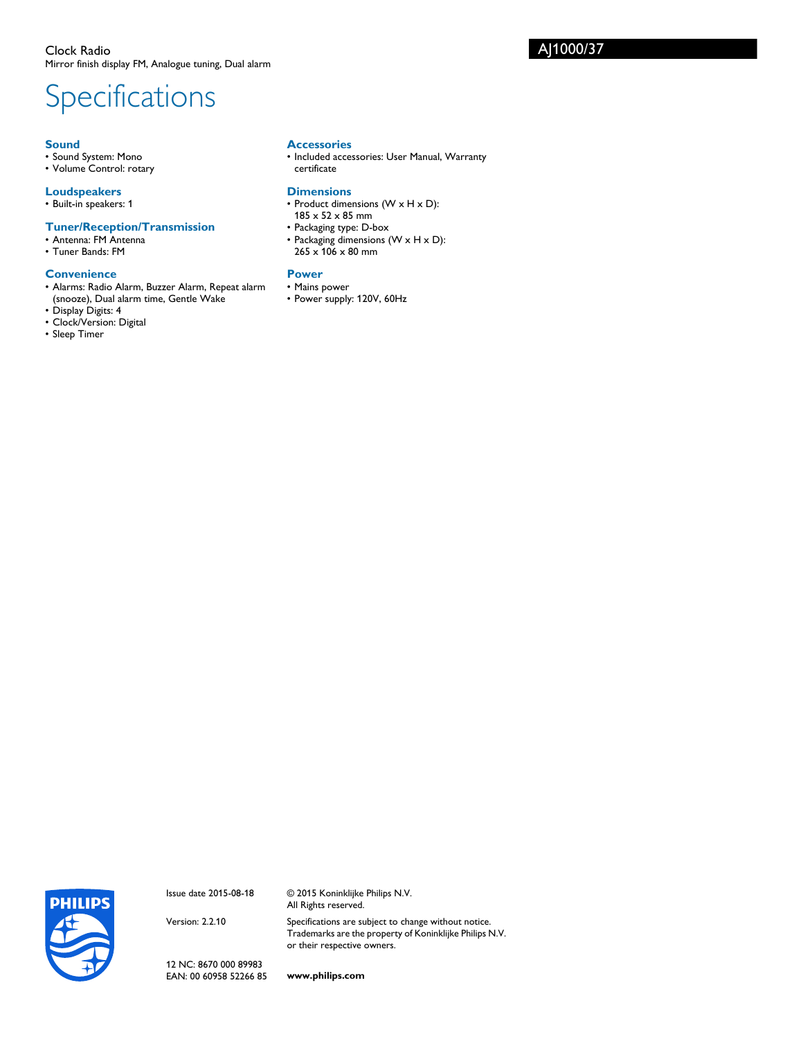Clock Radio

Mirror finish display FM, Analogue tuning, Dual alarm

AJ1000/37

# Specifications

### Sound
- Sound System: Mono
- Volume Control: rotary

### Loudspeakers
- Built-in speakers: 1

### Tuner/Reception/Transmission
- Antenna: FM Antenna
- Tuner Bands: FM

### Convenience
- Alarms: Radio Alarm, Buzzer Alarm, Repeat alarm (snooze), Dual alarm time, Gentle Wake
- Display Digits: 4
- Clock/Version: Digital
- Sleep Timer

### Accessories
- Included accessories: User Manual, Warranty certificate

### Dimensions
- Product dimensions (W x H x D): 185 x 52 x 85 mm
- Packaging type: D-box
- Packaging dimensions (W x H x D): 265 x 106 x 80 mm

### Power
- Mains power
- Power supply: 120V, 60Hz

Issue date 2015-08-18

Version: 2.2.10

12 NC: 8670 000 89983
EAN: 00 60958 52266 85

© 2015 Koninklijke Philips N.V.
All Rights reserved.

Specifications are subject to change without notice. Trademarks are the property of Koninklijke Philips N.V. or their respective owners.

**www.philips.com**